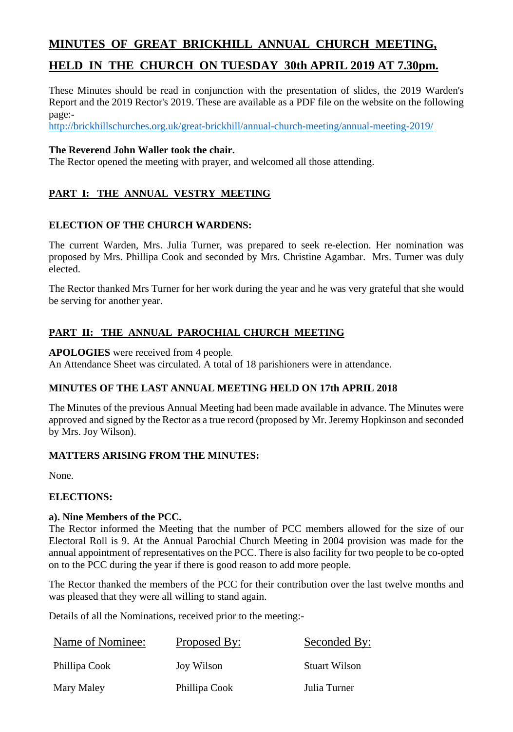# MINUTES OF GREAT BRICKHILL ANNUAL CHURCH MEETING, HELD IN THE CHURCH ON TUESDAY 30th APRIL 2019 AT 7.30pm.

These Minutes should be read in conjunction with the presentation of slides, the 2019 Warden's Report and the 2019 Rector's 2019. These are available as a PDF file on the website on the following page:-
http://brickhillschurches.org.uk/great-brickhill/annual-church-meeting/annual-meeting-2019/

**The Reverend John Waller took the chair.**
The Rector opened the meeting with prayer, and welcomed all those attending.

## PART I: THE ANNUAL VESTRY MEETING

### ELECTION OF THE CHURCH WARDENS:

The current Warden, Mrs. Julia Turner, was prepared to seek re-election. Her nomination was proposed by Mrs. Phillipa Cook and seconded by Mrs. Christine Agambar. Mrs. Turner was duly elected.

The Rector thanked Mrs Turner for her work during the year and he was very grateful that she would be serving for another year.

## PART II: THE ANNUAL PAROCHIAL CHURCH MEETING

**APOLOGIES** were received from 4 people.
An Attendance Sheet was circulated. A total of 18 parishioners were in attendance.

### MINUTES OF THE LAST ANNUAL MEETING HELD ON 17th APRIL 2018

The Minutes of the previous Annual Meeting had been made available in advance. The Minutes were approved and signed by the Rector as a true record (proposed by Mr. Jeremy Hopkinson and seconded by Mrs. Joy Wilson).

### MATTERS ARISING FROM THE MINUTES:

None.

### ELECTIONS:

**a). Nine Members of the PCC.**
The Rector informed the Meeting that the number of PCC members allowed for the size of our Electoral Roll is 9. At the Annual Parochial Church Meeting in 2004 provision was made for the annual appointment of representatives on the PCC. There is also facility for two people to be co-opted on to the PCC during the year if there is good reason to add more people.

The Rector thanked the members of the PCC for their contribution over the last twelve months and was pleased that they were all willing to stand again.

Details of all the Nominations, received prior to the meeting:-

| Name of Nominee: | Proposed By: | Seconded By: |
|---|---|---|
| Phillipa Cook | Joy Wilson | Stuart Wilson |
| Mary Maley | Phillipa Cook | Julia Turner |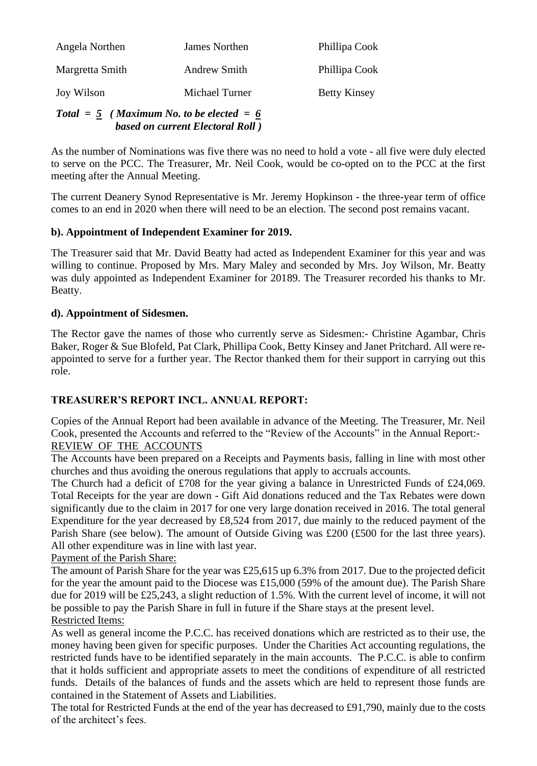| Angela Northen | James Northen | Phillipa Cook |
|---|---|---|
| Margretta Smith | Andrew Smith | Phillipa Cook |
| Joy Wilson | Michael Turner | Betty Kinsey |

***Total = 5 ( Maximum No. to be elected = 6 based on current Electoral Roll )***

As the number of Nominations was five there was no need to hold a vote - all five were duly elected to serve on the PCC. The Treasurer, Mr. Neil Cook, would be co-opted on to the PCC at the first meeting after the Annual Meeting.

The current Deanery Synod Representative is Mr. Jeremy Hopkinson - the three-year term of office comes to an end in 2020 when there will need to be an election. The second post remains vacant.

**b). Appointment of Independent Examiner for 2019.**

The Treasurer said that Mr. David Beatty had acted as Independent Examiner for this year and was willing to continue. Proposed by Mrs. Mary Maley and seconded by Mrs. Joy Wilson, Mr. Beatty was duly appointed as Independent Examiner for 20189. The Treasurer recorded his thanks to Mr. Beatty.

**d). Appointment of Sidesmen.**

The Rector gave the names of those who currently serve as Sidesmen:- Christine Agambar, Chris Baker, Roger & Sue Blofeld, Pat Clark, Phillipa Cook, Betty Kinsey and Janet Pritchard. All were re-appointed to serve for a further year. The Rector thanked them for their support in carrying out this role.

**TREASURER'S REPORT INCL. ANNUAL REPORT:**

Copies of the Annual Report had been available in advance of the Meeting. The Treasurer, Mr. Neil Cook, presented the Accounts and referred to the "Review of the Accounts" in the Annual Report:-
<u>REVIEW OF THE ACCOUNTS</u>
The Accounts have been prepared on a Receipts and Payments basis, falling in line with most other churches and thus avoiding the onerous regulations that apply to accruals accounts.
The Church had a deficit of £708 for the year giving a balance in Unrestricted Funds of £24,069. Total Receipts for the year are down - Gift Aid donations reduced and the Tax Rebates were down significantly due to the claim in 2017 for one very large donation received in 2016. The total general Expenditure for the year decreased by £8,524 from 2017, due mainly to the reduced payment of the Parish Share (see below). The amount of Outside Giving was £200 (£500 for the last three years). All other expenditure was in line with last year.
<u>Payment of the Parish Share:</u>
The amount of Parish Share for the year was £25,615 up 6.3% from 2017. Due to the projected deficit for the year the amount paid to the Diocese was £15,000 (59% of the amount due). The Parish Share due for 2019 will be £25,243, a slight reduction of 1.5%. With the current level of income, it will not be possible to pay the Parish Share in full in future if the Share stays at the present level.
<u>Restricted Items:</u>
As well as general income the P.C.C. has received donations which are restricted as to their use, the money having been given for specific purposes. Under the Charities Act accounting regulations, the restricted funds have to be identified separately in the main accounts. The P.C.C. is able to confirm that it holds sufficient and appropriate assets to meet the conditions of expenditure of all restricted funds. Details of the balances of funds and the assets which are held to represent those funds are contained in the Statement of Assets and Liabilities.
The total for Restricted Funds at the end of the year has decreased to £91,790, mainly due to the costs of the architect's fees.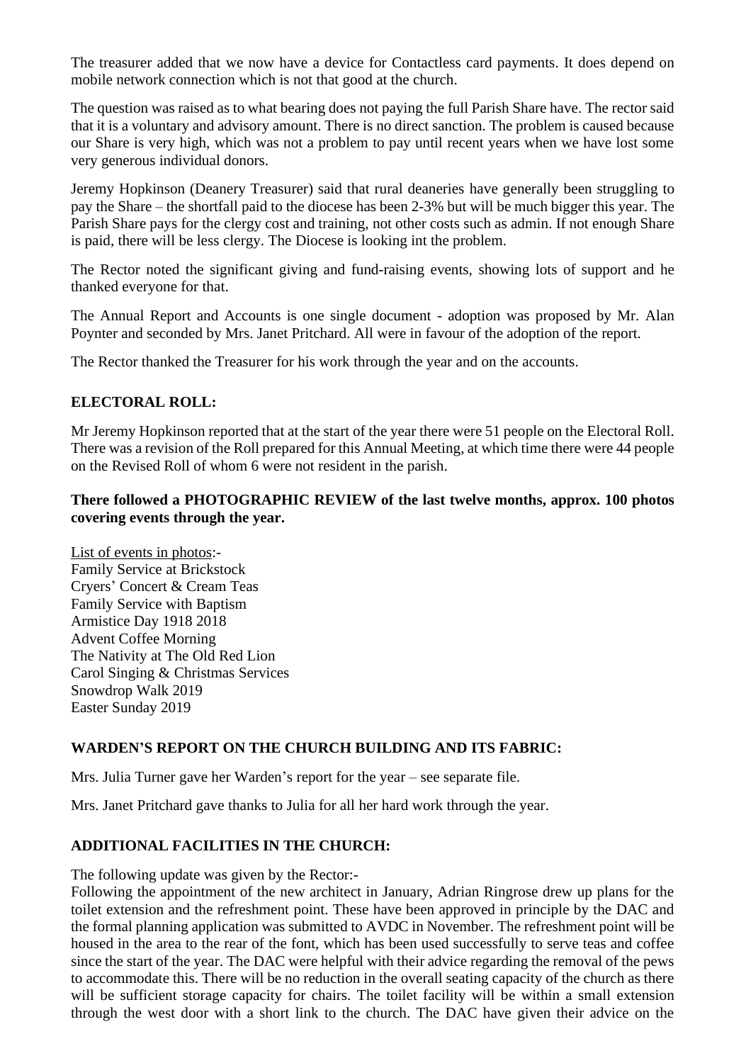The treasurer added that we now have a device for Contactless card payments. It does depend on mobile network connection which is not that good at the church.

The question was raised as to what bearing does not paying the full Parish Share have. The rector said that it is a voluntary and advisory amount. There is no direct sanction. The problem is caused because our Share is very high, which was not a problem to pay until recent years when we have lost some very generous individual donors.

Jeremy Hopkinson (Deanery Treasurer) said that rural deaneries have generally been struggling to pay the Share – the shortfall paid to the diocese has been 2-3% but will be much bigger this year. The Parish Share pays for the clergy cost and training, not other costs such as admin. If not enough Share is paid, there will be less clergy. The Diocese is looking int the problem.

The Rector noted the significant giving and fund-raising events, showing lots of support and he thanked everyone for that.

The Annual Report and Accounts is one single document - adoption was proposed by Mr. Alan Poynter and seconded by Mrs. Janet Pritchard. All were in favour of the adoption of the report.

The Rector thanked the Treasurer for his work through the year and on the accounts.

**ELECTORAL ROLL:**

Mr Jeremy Hopkinson reported that at the start of the year there were 51 people on the Electoral Roll. There was a revision of the Roll prepared for this Annual Meeting, at which time there were 44 people on the Revised Roll of whom 6 were not resident in the parish.

**There followed a PHOTOGRAPHIC REVIEW of the last twelve months, approx. 100 photos covering events through the year.**

List of events in photos:-
Family Service at Brickstock
Cryers' Concert & Cream Teas
Family Service with Baptism
Armistice Day 1918 2018
Advent Coffee Morning
The Nativity at The Old Red Lion
Carol Singing & Christmas Services
Snowdrop Walk 2019
Easter Sunday 2019

**WARDEN'S REPORT ON THE CHURCH BUILDING AND ITS FABRIC:**

Mrs. Julia Turner gave her Warden's report for the year – see separate file.

Mrs. Janet Pritchard gave thanks to Julia for all her hard work through the year.

**ADDITIONAL FACILITIES IN THE CHURCH:**

The following update was given by the Rector:-
Following the appointment of the new architect in January, Adrian Ringrose drew up plans for the toilet extension and the refreshment point. These have been approved in principle by the DAC and the formal planning application was submitted to AVDC in November. The refreshment point will be housed in the area to the rear of the font, which has been used successfully to serve teas and coffee since the start of the year. The DAC were helpful with their advice regarding the removal of the pews to accommodate this. There will be no reduction in the overall seating capacity of the church as there will be sufficient storage capacity for chairs. The toilet facility will be within a small extension through the west door with a short link to the church. The DAC have given their advice on the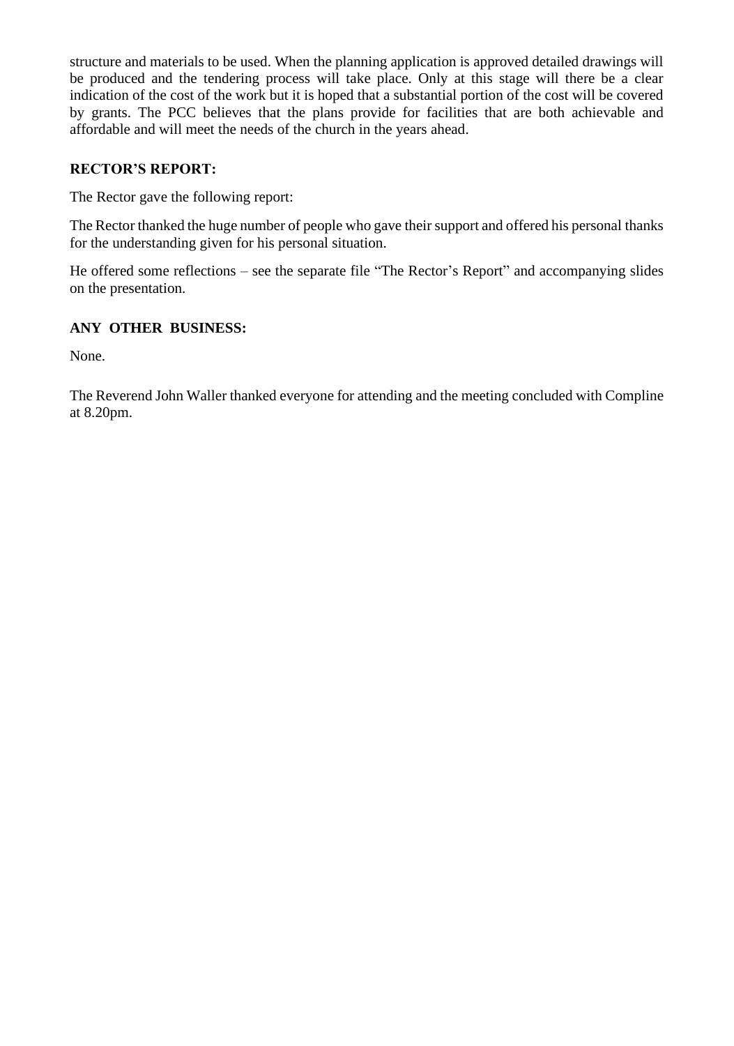structure and materials to be used. When the planning application is approved detailed drawings will be produced and the tendering process will take place. Only at this stage will there be a clear indication of the cost of the work but it is hoped that a substantial portion of the cost will be covered by grants. The PCC believes that the plans provide for facilities that are both achievable and affordable and will meet the needs of the church in the years ahead.

**RECTOR'S REPORT:**

The Rector gave the following report:

The Rector thanked the huge number of people who gave their support and offered his personal thanks for the understanding given for his personal situation.

He offered some reflections – see the separate file "The Rector's Report" and accompanying slides on the presentation.

**ANY OTHER BUSINESS:**

None.

The Reverend John Waller thanked everyone for attending and the meeting concluded with Compline at 8.20pm.